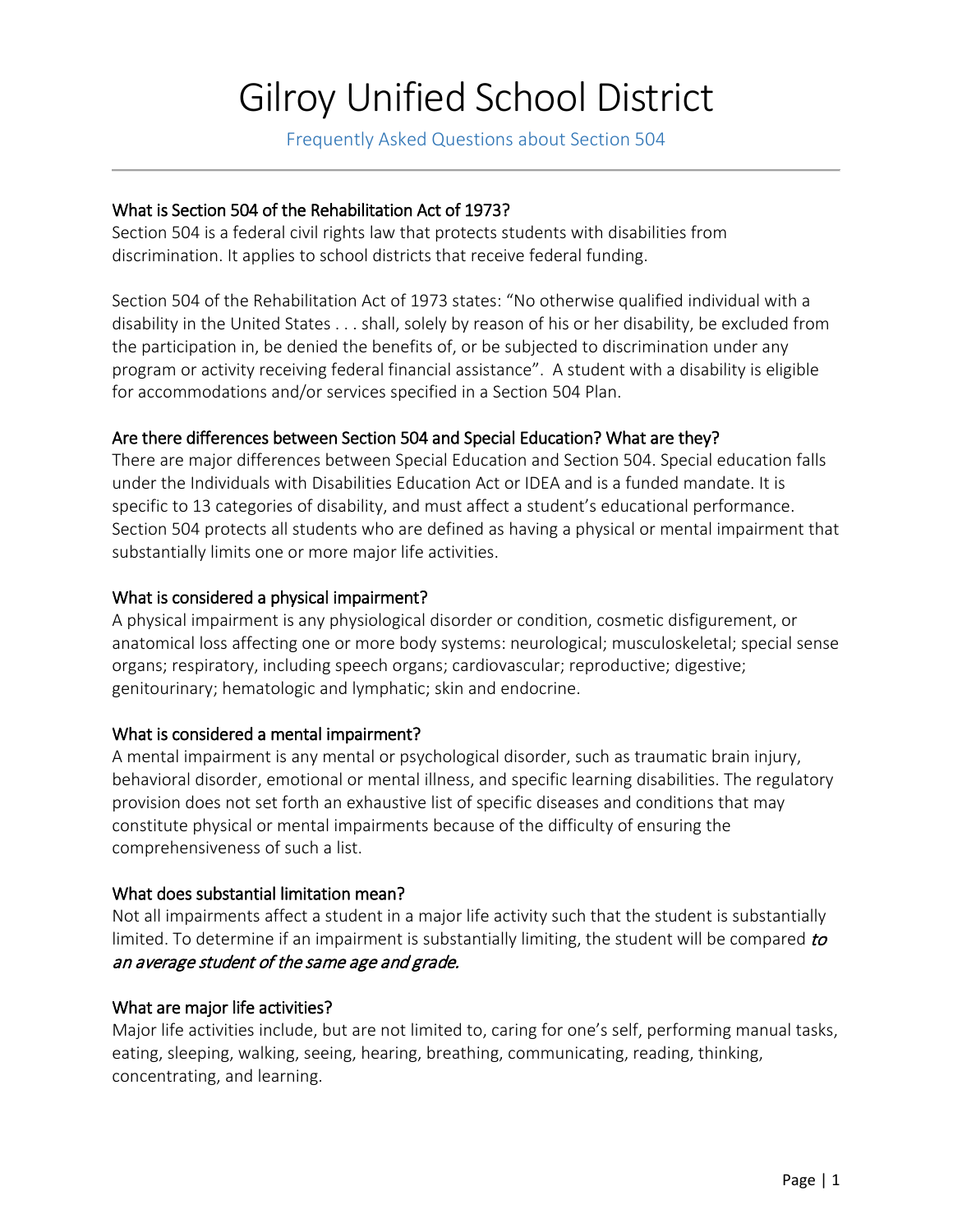# Gilroy Unified School District

Frequently Asked Questions about Section 504

---

### What is Section 504 of the Rehabilitation Act of 1973?

Section 504 is a federal civil rights law that protects students with disabilities from discrimination. It applies to school districts that receive federal funding.

Section 504 of the Rehabilitation Act of 1973 states: "No otherwise qualified individual with a disability in the United States . . . shall, solely by reason of his or her disability, be excluded from the participation in, be denied the benefits of, or be subjected to discrimination under any program or activity receiving federal financial assistance". A student with a disability is eligible for accommodations and/or services specified in a Section 504 Plan.

### Are there differences between Section 504 and Special Education? What are they?

There are major differences between Special Education and Section 504. Special education falls under the Individuals with Disabilities Education Act or IDEA and is a funded mandate. It is specific to 13 categories of disability, and must affect a student's educational performance. Section 504 protects all students who are defined as having a physical or mental impairment that substantially limits one or more major life activities.

### What is considered a physical impairment?

A physical impairment is any physiological disorder or condition, cosmetic disfigurement, or anatomical loss affecting one or more body systems: neurological; musculoskeletal; special sense organs; respiratory, including speech organs; cardiovascular; reproductive; digestive; genitourinary; hematologic and lymphatic; skin and endocrine.

### What is considered a mental impairment?

A mental impairment is any mental or psychological disorder, such as traumatic brain injury, behavioral disorder, emotional or mental illness, and specific learning disabilities. The regulatory provision does not set forth an exhaustive list of specific diseases and conditions that may constitute physical or mental impairments because of the difficulty of ensuring the comprehensiveness of such a list.

### What does substantial limitation mean?

Not all impairments affect a student in a major life activity such that the student is substantially limited. To determine if an impairment is substantially limiting, the student will be compared *to an average student of the same age and grade.*

### What are major life activities?

Major life activities include, but are not limited to, caring for one's self, performing manual tasks, eating, sleeping, walking, seeing, hearing, breathing, communicating, reading, thinking, concentrating, and learning.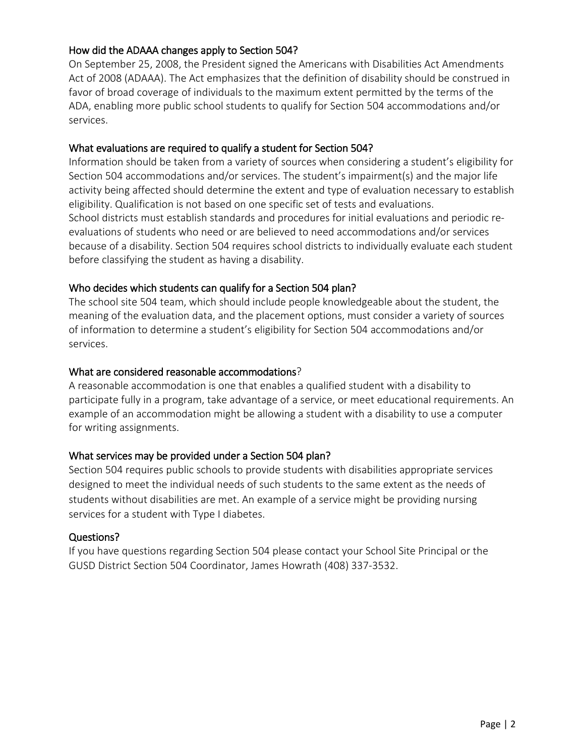### How did the ADAAA changes apply to Section 504?

On September 25, 2008, the President signed the Americans with Disabilities Act Amendments Act of 2008 (ADAAA). The Act emphasizes that the definition of disability should be construed in favor of broad coverage of individuals to the maximum extent permitted by the terms of the ADA, enabling more public school students to qualify for Section 504 accommodations and/or services.

### What evaluations are required to qualify a student for Section 504?

Information should be taken from a variety of sources when considering a student's eligibility for Section 504 accommodations and/or services. The student's impairment(s) and the major life activity being affected should determine the extent and type of evaluation necessary to establish eligibility. Qualification is not based on one specific set of tests and evaluations.
School districts must establish standards and procedures for initial evaluations and periodic re-evaluations of students who need or are believed to need accommodations and/or services because of a disability. Section 504 requires school districts to individually evaluate each student before classifying the student as having a disability.

### Who decides which students can qualify for a Section 504 plan?

The school site 504 team, which should include people knowledgeable about the student, the meaning of the evaluation data, and the placement options, must consider a variety of sources of information to determine a student's eligibility for Section 504 accommodations and/or services.

### What are considered reasonable accommodations?

A reasonable accommodation is one that enables a qualified student with a disability to participate fully in a program, take advantage of a service, or meet educational requirements. An example of an accommodation might be allowing a student with a disability to use a computer for writing assignments.

### What services may be provided under a Section 504 plan?

Section 504 requires public schools to provide students with disabilities appropriate services designed to meet the individual needs of such students to the same extent as the needs of students without disabilities are met. An example of a service might be providing nursing services for a student with Type I diabetes.

### Questions?

If you have questions regarding Section 504 please contact your School Site Principal or the GUSD District Section 504 Coordinator, James Howrath (408) 337-3532.